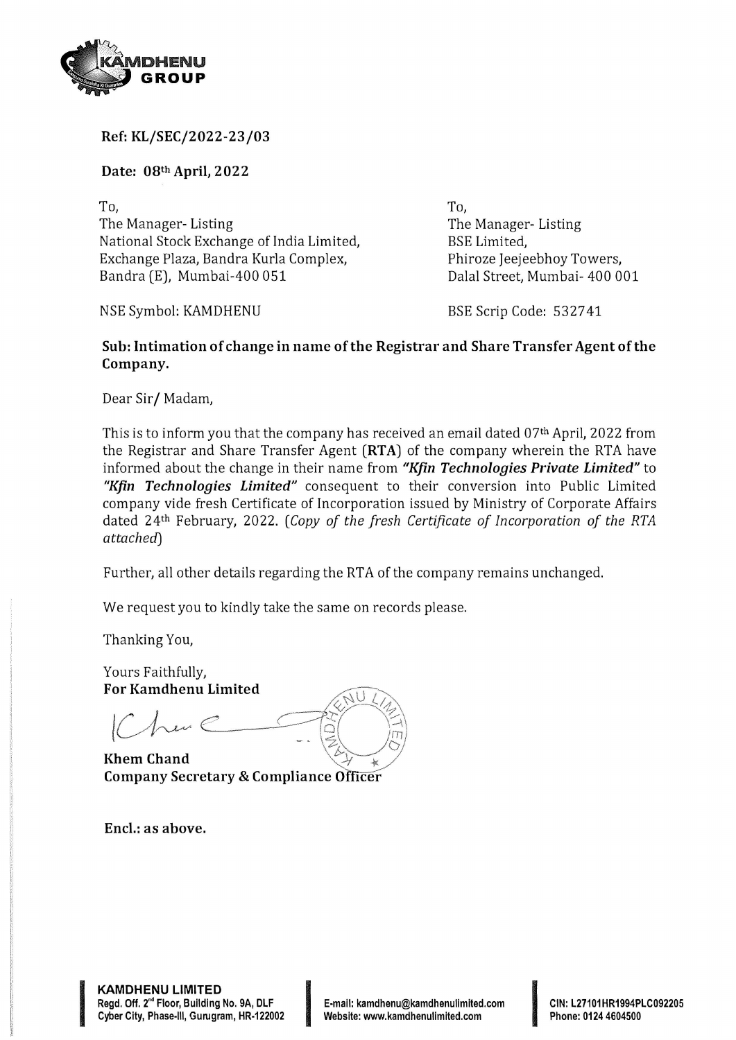**Ref: KL/SEC/2022-23/03**

**Date: 08th April, 2022**

To,
The Manager- Listing
National Stock Exchange of India Limited,
Exchange Plaza, Bandra Kurla Complex,
Bandra (E), Mumbai-400 051

NSE Symbol: KAMDHENU

To,
The Manager- Listing
BSE Limited,
Phiroze Jeejeebhoy Towers,
Dalal Street, Mumbai- 400 001

BSE Scrip Code: 532741

**Sub: Intimation of change in name of the Registrar and Share Transfer Agent of the Company.**

Dear Sir/ Madam,

This is to inform you that the company has received an email dated 07th April, 2022 from the Registrar and Share Transfer Agent (**RTA**) of the company wherein the RTA have informed about the change in their name from ***"Kfin Technologies Private Limited"*** to ***"Kfin Technologies Limited"*** consequent to their conversion into Public Limited company vide fresh Certificate of Incorporation issued by Ministry of Corporate Affairs dated 24th February, 2022. (*Copy of the fresh Certificate of Incorporation of the RTA attached*)

Further, all other details regarding the RTA of the company remains unchanged.

We request you to kindly take the same on records please.

Thanking You,

Yours Faithfully,
**For Kamdhenu Limited**

**Khem Chand**
**Company Secretary & Compliance Officer**

**Encl.: as above.**

**KAMDHENU LIMITED**
Regd. Off. 2nd Floor, Building No. 9A, DLF Cyber City, Phase-III, Gurugram, HR-122002
E-mail: kamdhenu@kamdhenulimited.com
Website: www.kamdhenulimited.com
CIN: L27101HR1994PLC092205
Phone: 0124 4604500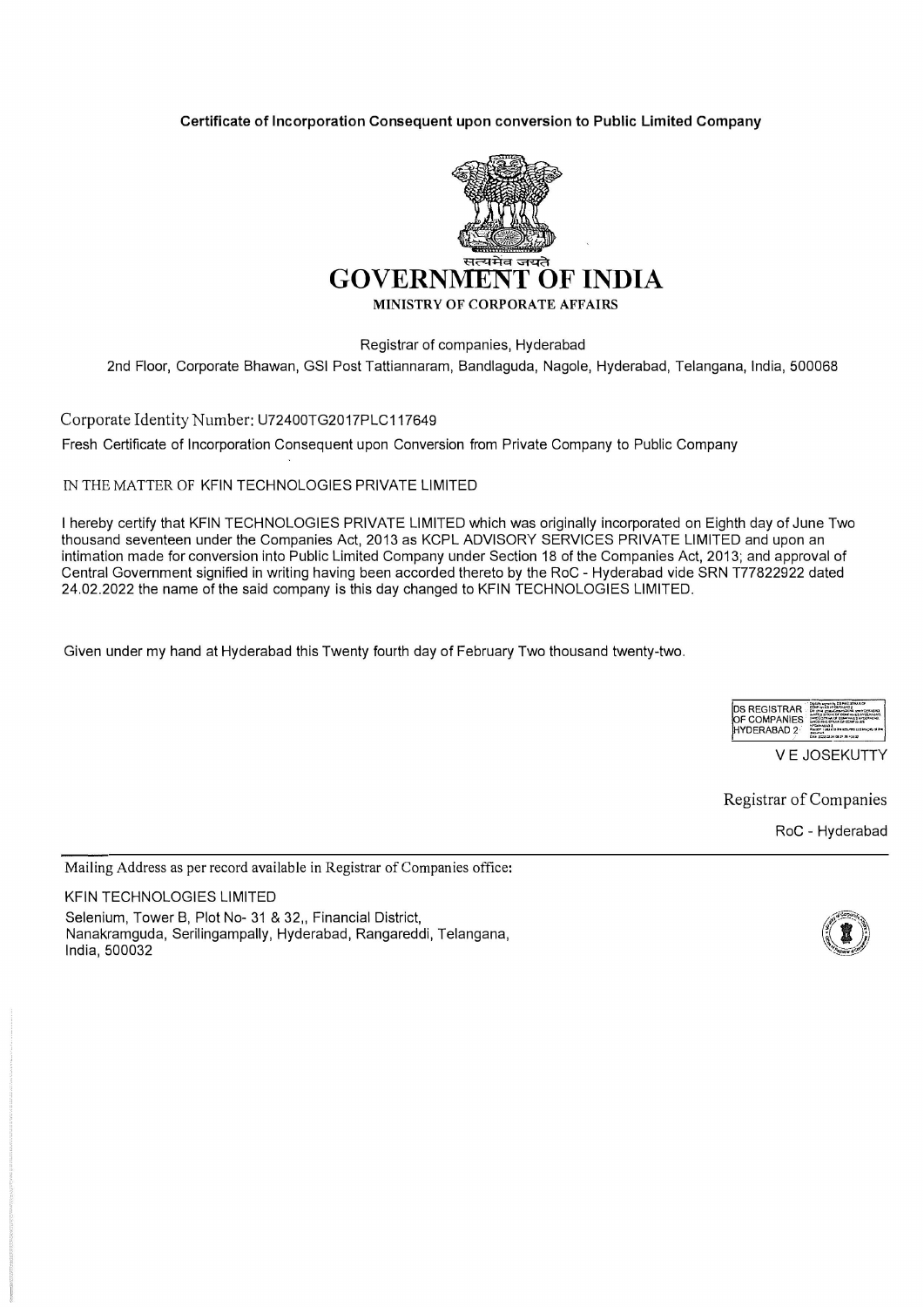**Certificate of Incorporation Consequent upon conversion to Public Limited Company**

सत्यमेव जयते

# GOVERNMENT OF INDIA

**MINISTRY OF CORPORATE AFFAIRS**

Registrar of companies, Hyderabad

2nd Floor, Corporate Bhawan, GSI Post Tattiannaram, Bandlaguda, Nagole, Hyderabad, Telangana, India, 500068

Corporate Identity Number: U72400TG2017PLC117649

Fresh Certificate of Incorporation Consequent upon Conversion from Private Company to Public Company

IN THE MATTER OF KFIN TECHNOLOGIES PRIVATE LIMITED

I hereby certify that KFIN TECHNOLOGIES PRIVATE LIMITED which was originally incorporated on Eighth day of June Two thousand seventeen under the Companies Act, 2013 as KCPL ADVISORY SERVICES PRIVATE LIMITED and upon an intimation made for conversion into Public Limited Company under Section 18 of the Companies Act, 2013; and approval of Central Government signified in writing having been accorded thereto by the RoC - Hyderabad vide SRN T77822922 dated 24.02.2022 the name of the said company is this day changed to KFIN TECHNOLOGIES LIMITED.

Given under my hand at Hyderabad this Twenty fourth day of February Two thousand twenty-two.

DS REGISTRAR OF COMPANIES HYDERABAD 2

V E JOSEKUTTY

Registrar of Companies

RoC - Hyderabad

Mailing Address as per record available in Registrar of Companies office:

KFIN TECHNOLOGIES LIMITED

Selenium, Tower B, Plot No- 31 & 32,, Financial District,
Nanakramguda, Serilingampally, Hyderabad, Rangareddi, Telangana,
India, 500032